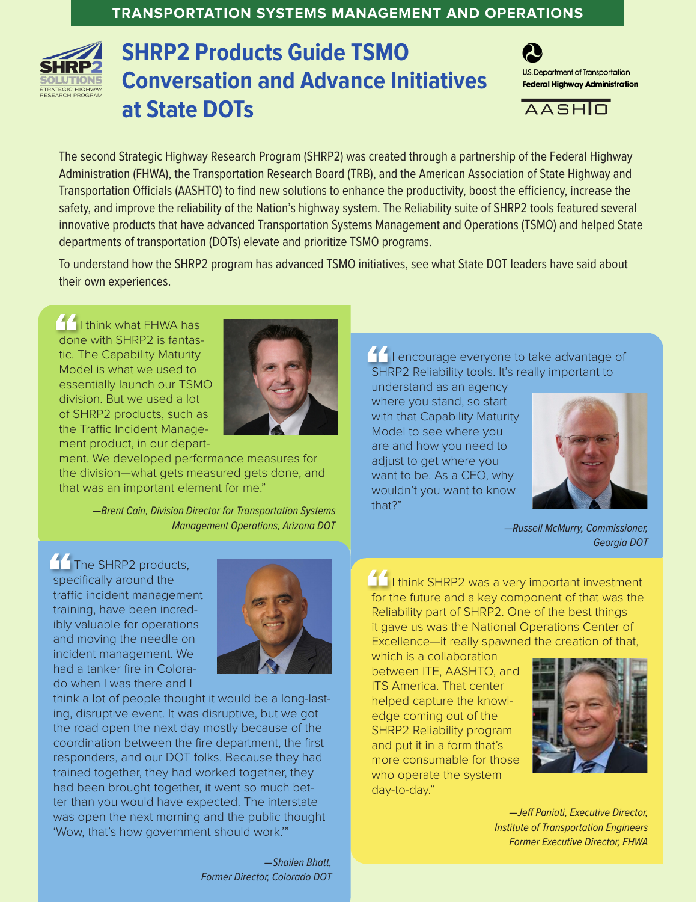TRANSPORTATION SYSTEMS MANAGEMENT AND OPERATIONS

# SHRP2 Products Guide TSMO Conversation and Advance Initiatives at State DOTs

The second Strategic Highway Research Program (SHRP2) was created through a partnership of the Federal Highway Administration (FHWA), the Transportation Research Board (TRB), and the American Association of State Highway and Transportation Officials (AASHTO) to find new solutions to enhance the productivity, boost the efficiency, increase the safety, and improve the reliability of the Nation's highway system. The Reliability suite of SHRP2 tools featured several innovative products that have advanced Transportation Systems Management and Operations (TSMO) and helped State departments of transportation (DOTs) elevate and prioritize TSMO programs.

To understand how the SHRP2 program has advanced TSMO initiatives, see what State DOT leaders have said about their own experiences.

"I think what FHWA has done with SHRP2 is fantastic. The Capability Maturity Model is what we used to essentially launch our TSMO division. But we used a lot of SHRP2 products, such as the Traffic Incident Management product, in our department. We developed performance measures for the division—what gets measured gets done, and that was an important element for me."

*—Brent Cain, Division Director for Transportation Systems Management Operations, Arizona DOT*

"I encourage everyone to take advantage of SHRP2 Reliability tools. It's really important to understand as an agency where you stand, so start with that Capability Maturity Model to see where you are and how you need to adjust to get where you want to be. As a CEO, why wouldn't you want to know that?"

*—Russell McMurry, Commissioner, Georgia DOT*

"The SHRP2 products, specifically around the traffic incident management training, have been incredibly valuable for operations and moving the needle on incident management. We had a tanker fire in Colorado when I was there and I think a lot of people thought it would be a long-lasting, disruptive event. It was disruptive, but we got the road open the next day mostly because of the coordination between the fire department, the first responders, and our DOT folks. Because they had trained together, they had worked together, they had been brought together, it went so much better than you would have expected. The interstate was open the next morning and the public thought 'Wow, that's how government should work.'"

*—Shailen Bhatt, Former Director, Colorado DOT*

"I think SHRP2 was a very important investment for the future and a key component of that was the Reliability part of SHRP2. One of the best things it gave us was the National Operations Center of Excellence—it really spawned the creation of that, which is a collaboration between ITE, AASHTO, and ITS America. That center helped capture the knowledge coming out of the SHRP2 Reliability program and put it in a form that's more consumable for those who operate the system day-to-day."

*—Jeff Paniati, Executive Director, Institute of Transportation Engineers Former Executive Director, FHWA*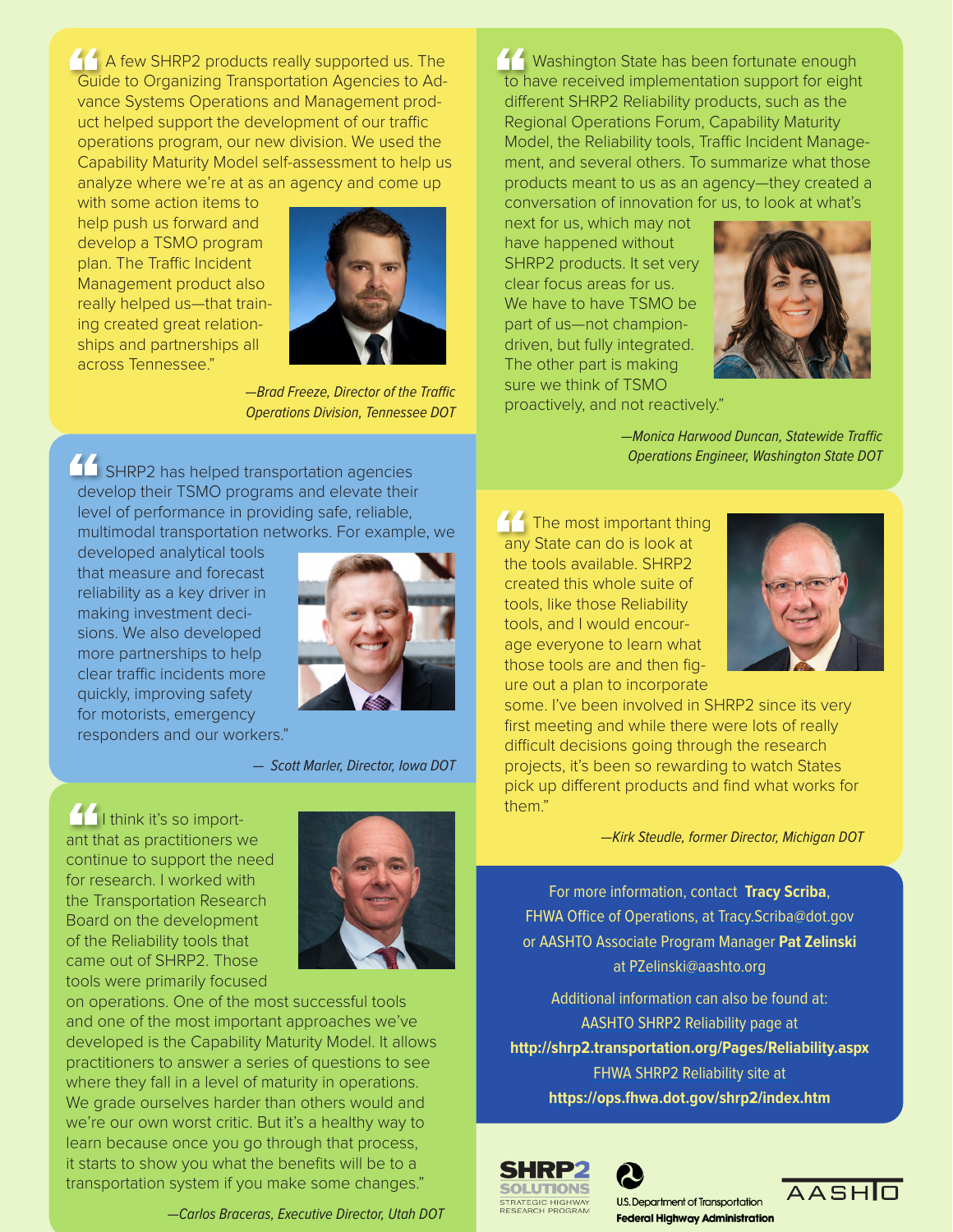"A few SHRP2 products really supported us. The Guide to Organizing Transportation Agencies to Advance Systems Operations and Management product helped support the development of our traffic operations program, our new division. We used the Capability Maturity Model self-assessment to help us analyze where we're at as an agency and come up with some action items to help push us forward and develop a TSMO program plan. The Traffic Incident Management product also really helped us—that training created great relationships and partnerships all across Tennessee."

*—Brad Freeze, Director of the Traffic Operations Division, Tennessee DOT*

"SHRP2 has helped transportation agencies develop their TSMO programs and elevate their level of performance in providing safe, reliable, multimodal transportation networks. For example, we developed analytical tools that measure and forecast reliability as a key driver in making investment decisions. We also developed more partnerships to help clear traffic incidents more quickly, improving safety for motorists, emergency responders and our workers."

*— Scott Marler, Director, Iowa DOT*

"I think it's so important that as practitioners we continue to support the need for research. I worked with the Transportation Research Board on the development of the Reliability tools that came out of SHRP2. Those tools were primarily focused on operations. One of the most successful tools and one of the most important approaches we've developed is the Capability Maturity Model. It allows practitioners to answer a series of questions to see where they fall in a level of maturity in operations. We grade ourselves harder than others would and we're our own worst critic. But it's a healthy way to learn because once you go through that process, it starts to show you what the benefits will be to a transportation system if you make some changes."

*—Carlos Braceras, Executive Director, Utah DOT*

"Washington State has been fortunate enough to have received implementation support for eight different SHRP2 Reliability products, such as the Regional Operations Forum, Capability Maturity Model, the Reliability tools, Traffic Incident Management, and several others. To summarize what those products meant to us as an agency—they created a conversation of innovation for us, to look at what's next for us, which may not have happened without SHRP2 products. It set very clear focus areas for us. We have to have TSMO be part of us—not champion-driven, but fully integrated. The other part is making sure we think of TSMO proactively, and not reactively."

*—Monica Harwood Duncan, Statewide Traffic Operations Engineer, Washington State DOT*

"The most important thing any State can do is look at the tools available. SHRP2 created this whole suite of tools, like those Reliability tools, and I would encourage everyone to learn what those tools are and then figure out a plan to incorporate some. I've been involved in SHRP2 since its very first meeting and while there were lots of really difficult decisions going through the research projects, it's been so rewarding to watch States pick up different products and find what works for them."

*—Kirk Steudle, former Director, Michigan DOT*

For more information, contact **Tracy Scriba**, FHWA Office of Operations, at Tracy.Scriba@dot.gov or AASHTO Associate Program Manager **Pat Zelinski** at PZelinski@aashto.org

Additional information can also be found at:
AASHTO SHRP2 Reliability page at
**http://shrp2.transportation.org/Pages/Reliability.aspx**
FHWA SHRP2 Reliability site at
**https://ops.fhwa.dot.gov/shrp2/index.htm**

SHRP2 SOLUTIONS — STRATEGIC HIGHWAY RESEARCH PROGRAM

U.S. Department of Transportation
**Federal Highway Administration**

AASHTO